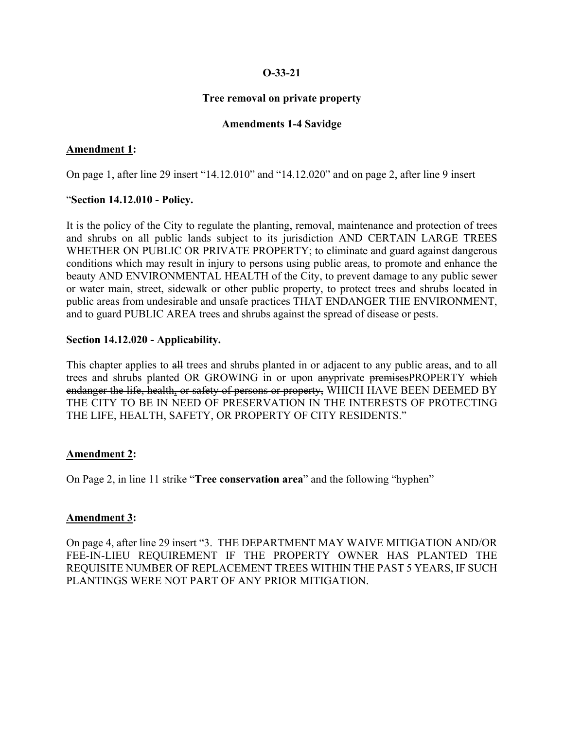**O-33-21**

**Tree removal on private property**

**Amendments 1-4 Savidge**

**Amendment 1:**

On page 1, after line 29 insert "14.12.010" and "14.12.020" and on page 2, after line 9 insert

"**Section 14.12.010 - Policy.**

It is the policy of the City to regulate the planting, removal, maintenance and protection of trees and shrubs on all public lands subject to its jurisdiction AND CERTAIN LARGE TREES WHETHER ON PUBLIC OR PRIVATE PROPERTY; to eliminate and guard against dangerous conditions which may result in injury to persons using public areas, to promote and enhance the beauty AND ENVIRONMENTAL HEALTH of the City, to prevent damage to any public sewer or water main, street, sidewalk or other public property, to protect trees and shrubs located in public areas from undesirable and unsafe practices THAT ENDANGER THE ENVIRONMENT, and to guard PUBLIC AREA trees and shrubs against the spread of disease or pests.

**Section 14.12.020 - Applicability.**

This chapter applies to ~~all~~ trees and shrubs planted in or adjacent to any public areas, and to all trees and shrubs planted OR GROWING in or upon ~~any~~private ~~premises~~PROPERTY ~~which endanger the life, health, or safety of persons or property,~~ WHICH HAVE BEEN DEEMED BY THE CITY TO BE IN NEED OF PRESERVATION IN THE INTERESTS OF PROTECTING THE LIFE, HEALTH, SAFETY, OR PROPERTY OF CITY RESIDENTS."

**Amendment 2:**

On Page 2, in line 11 strike "**Tree conservation area**" and the following "hyphen"

**Amendment 3:**

On page 4, after line 29 insert "3. THE DEPARTMENT MAY WAIVE MITIGATION AND/OR FEE-IN-LIEU REQUIREMENT IF THE PROPERTY OWNER HAS PLANTED THE REQUISITE NUMBER OF REPLACEMENT TREES WITHIN THE PAST 5 YEARS, IF SUCH PLANTINGS WERE NOT PART OF ANY PRIOR MITIGATION.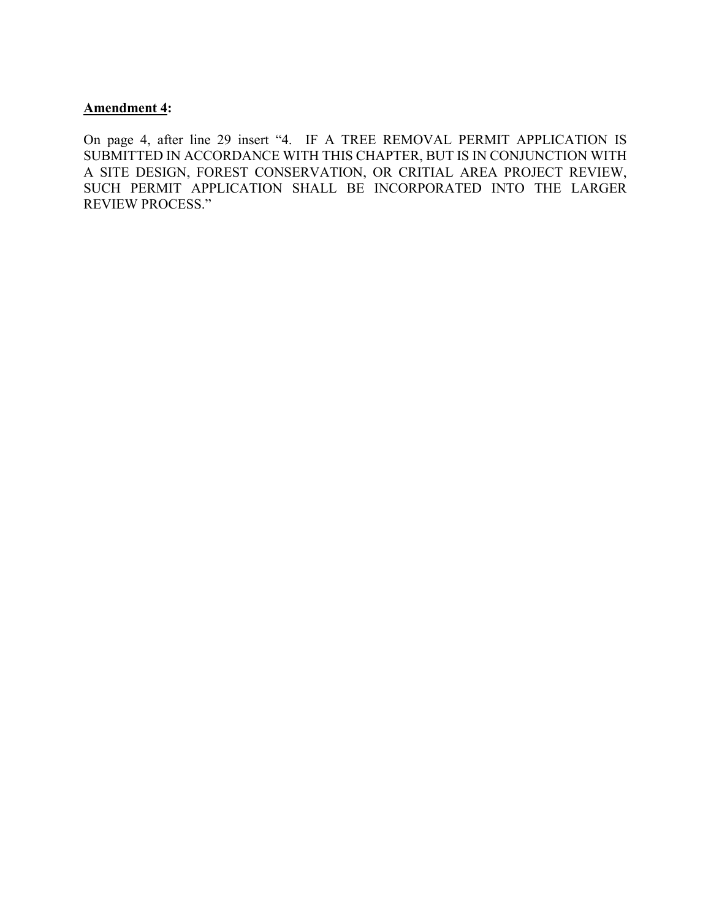**<u>Amendment 4</u>:**

On page 4, after line 29 insert "4. IF A TREE REMOVAL PERMIT APPLICATION IS SUBMITTED IN ACCORDANCE WITH THIS CHAPTER, BUT IS IN CONJUNCTION WITH A SITE DESIGN, FOREST CONSERVATION, OR CRITIAL AREA PROJECT REVIEW, SUCH PERMIT APPLICATION SHALL BE INCORPORATED INTO THE LARGER REVIEW PROCESS."